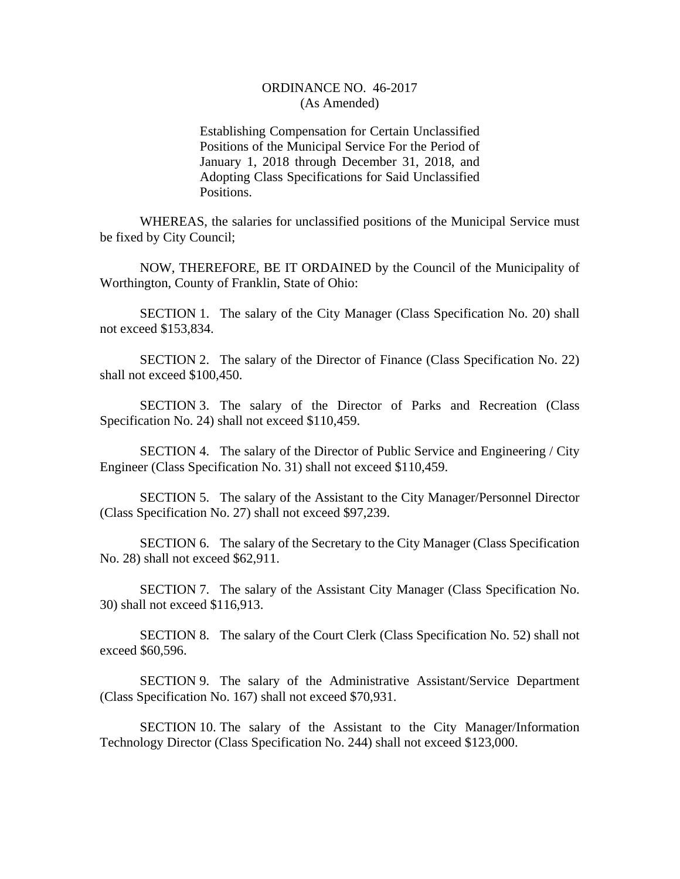ORDINANCE NO. 46-2017
(As Amended)

Establishing Compensation for Certain Unclassified Positions of the Municipal Service For the Period of January 1, 2018 through December 31, 2018, and Adopting Class Specifications for Said Unclassified Positions.

WHEREAS, the salaries for unclassified positions of the Municipal Service must be fixed by City Council;

NOW, THEREFORE, BE IT ORDAINED by the Council of the Municipality of Worthington, County of Franklin, State of Ohio:

SECTION 1. The salary of the City Manager (Class Specification No. 20) shall not exceed $153,834.

SECTION 2. The salary of the Director of Finance (Class Specification No. 22) shall not exceed $100,450.

SECTION 3. The salary of the Director of Parks and Recreation (Class Specification No. 24) shall not exceed $110,459.

SECTION 4. The salary of the Director of Public Service and Engineering / City Engineer (Class Specification No. 31) shall not exceed $110,459.

SECTION 5. The salary of the Assistant to the City Manager/Personnel Director (Class Specification No. 27) shall not exceed $97,239.

SECTION 6. The salary of the Secretary to the City Manager (Class Specification No. 28) shall not exceed $62,911.

SECTION 7. The salary of the Assistant City Manager (Class Specification No. 30) shall not exceed $116,913.

SECTION 8. The salary of the Court Clerk (Class Specification No. 52) shall not exceed $60,596.

SECTION 9. The salary of the Administrative Assistant/Service Department (Class Specification No. 167) shall not exceed $70,931.

SECTION 10. The salary of the Assistant to the City Manager/Information Technology Director (Class Specification No. 244) shall not exceed $123,000.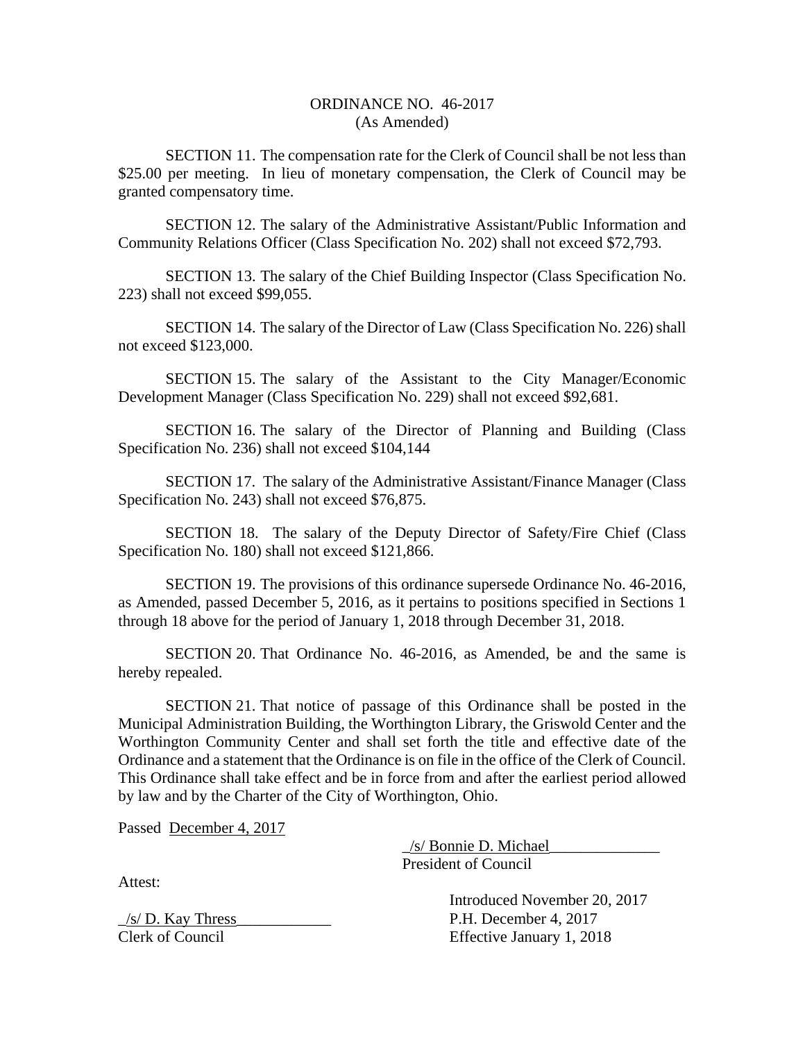ORDINANCE NO. 46-2017
(As Amended)

SECTION 11. The compensation rate for the Clerk of Council shall be not less than $25.00 per meeting. In lieu of monetary compensation, the Clerk of Council may be granted compensatory time.

SECTION 12. The salary of the Administrative Assistant/Public Information and Community Relations Officer (Class Specification No. 202) shall not exceed $72,793.

SECTION 13. The salary of the Chief Building Inspector (Class Specification No. 223) shall not exceed $99,055.

SECTION 14. The salary of the Director of Law (Class Specification No. 226) shall not exceed $123,000.

SECTION 15. The salary of the Assistant to the City Manager/Economic Development Manager (Class Specification No. 229) shall not exceed $92,681.

SECTION 16. The salary of the Director of Planning and Building (Class Specification No. 236) shall not exceed $104,144

SECTION 17. The salary of the Administrative Assistant/Finance Manager (Class Specification No. 243) shall not exceed $76,875.

SECTION 18. The salary of the Deputy Director of Safety/Fire Chief (Class Specification No. 180) shall not exceed $121,866.

SECTION 19. The provisions of this ordinance supersede Ordinance No. 46-2016, as Amended, passed December 5, 2016, as it pertains to positions specified in Sections 1 through 18 above for the period of January 1, 2018 through December 31, 2018.

SECTION 20. That Ordinance No. 46-2016, as Amended, be and the same is hereby repealed.

SECTION 21. That notice of passage of this Ordinance shall be posted in the Municipal Administration Building, the Worthington Library, the Griswold Center and the Worthington Community Center and shall set forth the title and effective date of the Ordinance and a statement that the Ordinance is on file in the office of the Clerk of Council. This Ordinance shall take effect and be in force from and after the earliest period allowed by law and by the Charter of the City of Worthington, Ohio.

Passed December 4, 2017

_/s/ Bonnie D. Michael______________
President of Council

Attest:

_/s/ D. Kay Thress____________
Clerk of Council

Introduced November 20, 2017
P.H. December 4, 2017
Effective January 1, 2018